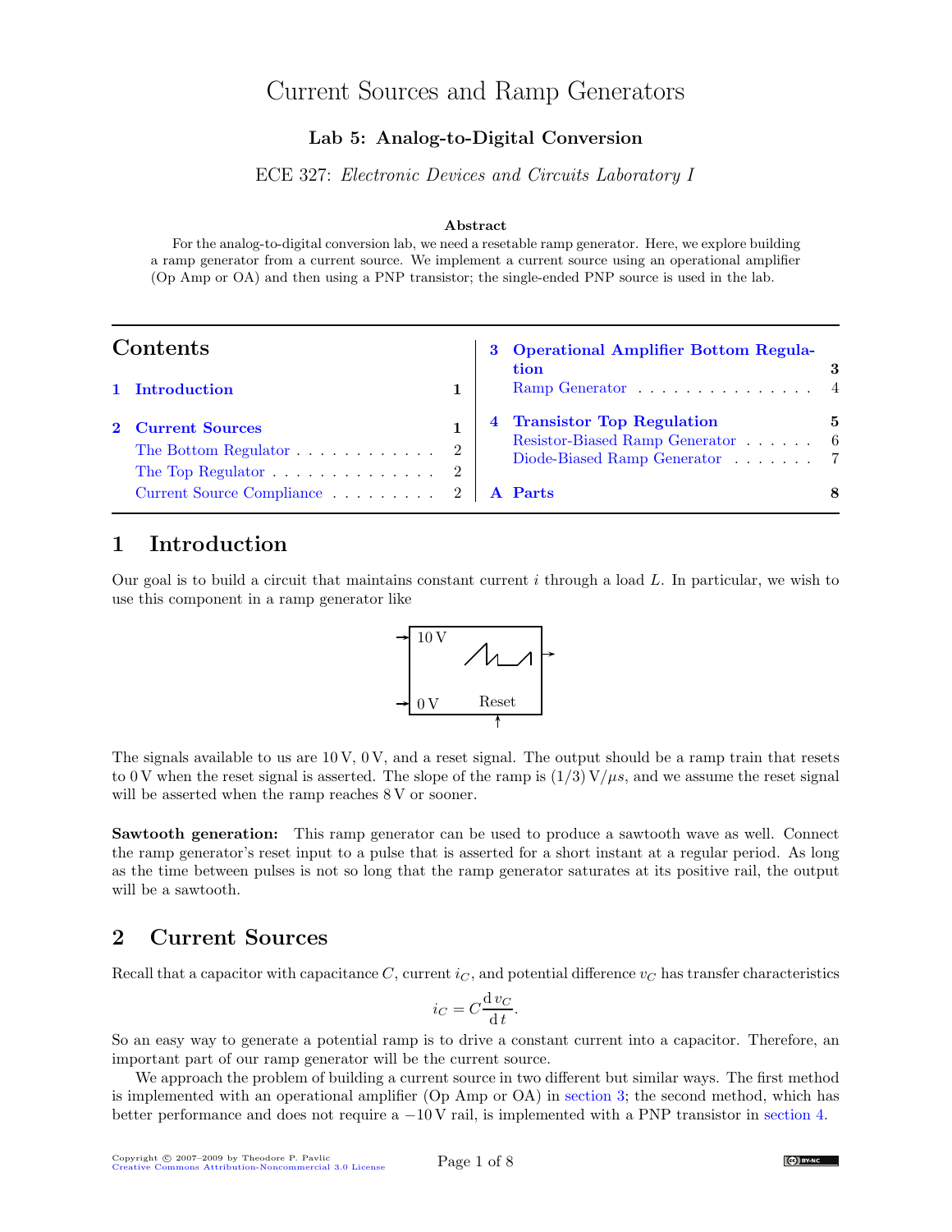# Current Sources and Ramp Generators

### Lab 5: Analog-to-Digital Conversion

ECE 327: *Electronic Devices and Circuits Laboratory I*

**Abstract**

For the analog-to-digital conversion lab, we need a resetable ramp generator. Here, we explore building a ramp generator from a current source. We implement a current source using an operational amplifier (Op Amp or OA) and then using a PNP transistor; the single-ended PNP source is used in the lab.

## Contents

- **1 Introduction** — 1
- **2 Current Sources** — 1
  - The Bottom Regulator — 2
  - The Top Regulator — 2
  - Current Source Compliance — 2
- **3 Operational Amplifier Bottom Regulation** — 3
  - Ramp Generator — 4
- **4 Transistor Top Regulation** — 5
  - Resistor-Biased Ramp Generator — 6
  - Diode-Biased Ramp Generator — 7
- **A Parts** — 8

## 1 Introduction

Our goal is to build a circuit that maintains constant current $i$ through a load $L$. In particular, we wish to use this component in a ramp generator like

10 V, 0 V, Reset

The signals available to us are 10 V, 0 V, and a reset signal. The output should be a ramp train that resets to 0 V when the reset signal is asserted. The slope of the ramp is $(1/3)\,\text{V}/\mu s$, and we assume the reset signal will be asserted when the ramp reaches 8 V or sooner.

**Sawtooth generation:** This ramp generator can be used to produce a sawtooth wave as well. Connect the ramp generator's reset input to a pulse that is asserted for a short instant at a regular period. As long as the time between pulses is not so long that the ramp generator saturates at its positive rail, the output will be a sawtooth.

## 2 Current Sources

Recall that a capacitor with capacitance $C$, current $i_C$, and potential difference $v_C$ has transfer characteristics

$$i_C = C\frac{\mathrm{d}\, v_C}{\mathrm{d}\, t}.$$

So an easy way to generate a potential ramp is to drive a constant current into a capacitor. Therefore, an important part of our ramp generator will be the current source.

We approach the problem of building a current source in two different but similar ways. The first method is implemented with an operational amplifier (Op Amp or OA) in section 3; the second method, which has better performance and does not require a $-10$ V rail, is implemented with a PNP transistor in section 4.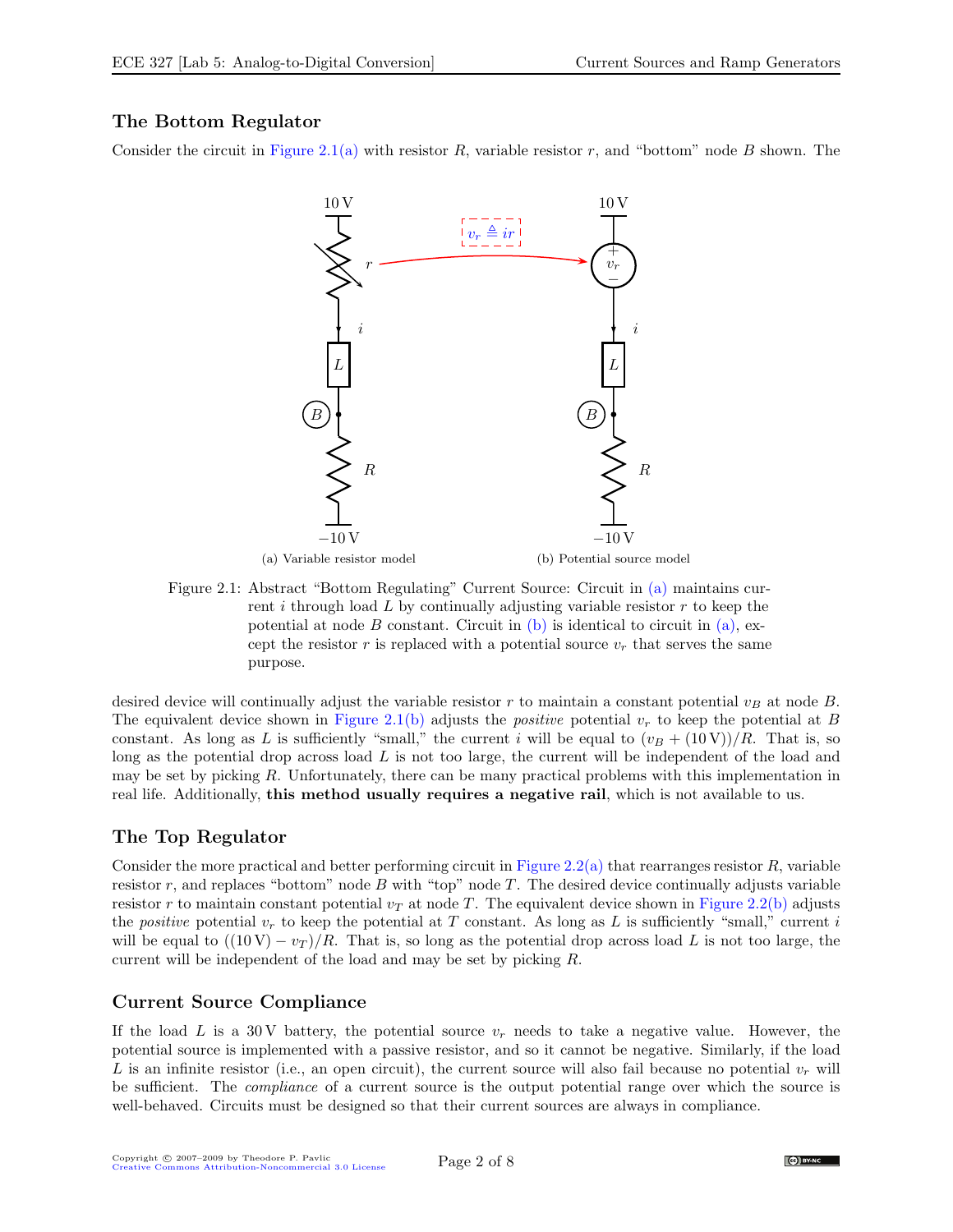## The Bottom Regulator

Consider the circuit in Figure 2.1(a) with resistor $R$, variable resistor $r$, and "bottom" node $B$ shown. The desired device will continually adjust the variable resistor $r$ to maintain a constant potential $v_B$ at node $B$. The equivalent device shown in Figure 2.1(b) adjusts the *positive* potential $v_r$ to keep the potential at $B$ constant. As long as $L$ is sufficiently "small," the current $i$ will be equal to $(v_B + (10\,\text{V}))/R$. That is, so long as the potential drop across load $L$ is not too large, the current will be independent of the load and may be set by picking $R$. Unfortunately, there can be many practical problems with this implementation in real life. Additionally, **this method usually requires a negative rail**, which is not available to us.

(a) Variable resistor model

(b) Potential source model

Figure 2.1: Abstract "Bottom Regulating" Current Source: Circuit in (a) maintains current $i$ through load $L$ by continually adjusting variable resistor $r$ to keep the potential at node $B$ constant. Circuit in (b) is identical to circuit in (a), except the resistor $r$ is replaced with a potential source $v_r$ that serves the same purpose.

## The Top Regulator

Consider the more practical and better performing circuit in Figure 2.2(a) that rearranges resistor $R$, variable resistor $r$, and replaces "bottom" node $B$ with "top" node $T$. The desired device continually adjusts variable resistor $r$ to maintain constant potential $v_T$ at node $T$. The equivalent device shown in Figure 2.2(b) adjusts the *positive* potential $v_r$ to keep the potential at $T$ constant. As long as $L$ is sufficiently "small," current $i$ will be equal to $((10\,\text{V}) - v_T)/R$. That is, so long as the potential drop across load $L$ is not too large, the current will be independent of the load and may be set by picking $R$.

## Current Source Compliance

If the load $L$ is a $30\,\text{V}$ battery, the potential source $v_r$ needs to take a negative value. However, the potential source is implemented with a passive resistor, and so it cannot be negative. Similarly, if the load $L$ is an infinite resistor (i.e., an open circuit), the current source will also fail because no potential $v_r$ will be sufficient. The *compliance* of a current source is the output potential range over which the source is well-behaved. Circuits must be designed so that their current sources are always in compliance.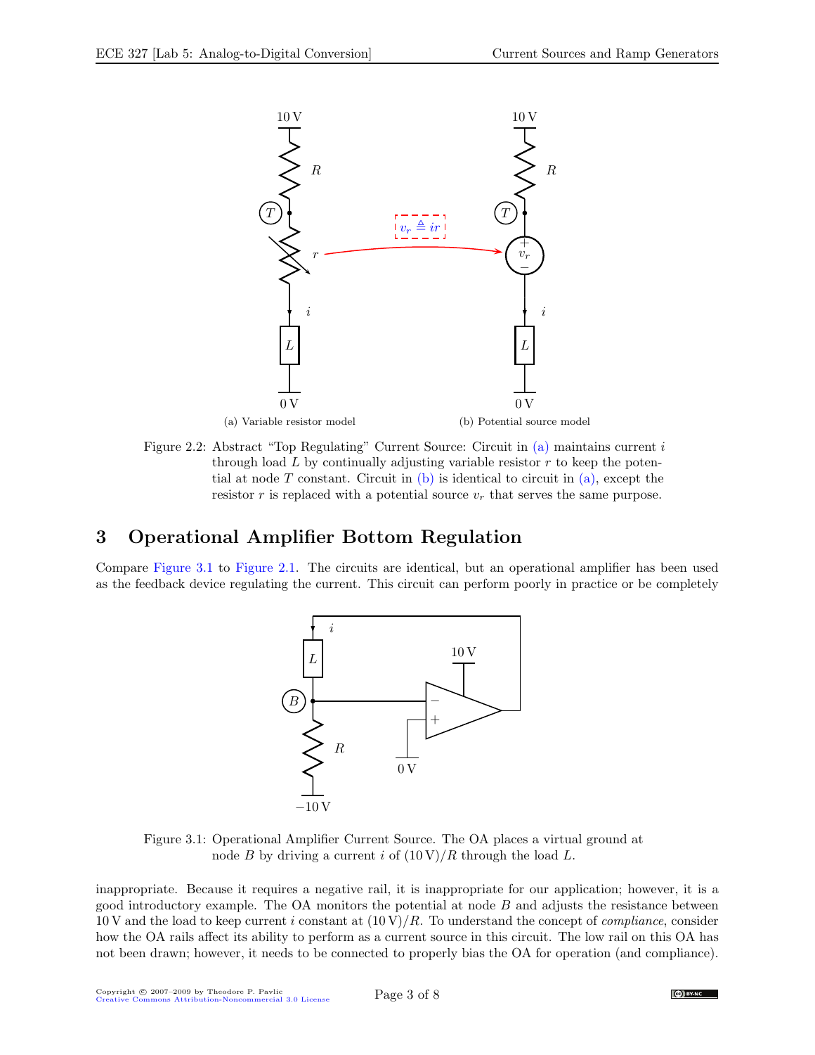Figure 2.2: Abstract "Top Regulating" Current Source: Circuit in (a) maintains current $i$ through load $L$ by continually adjusting variable resistor $r$ to keep the potential at node $T$ constant. Circuit in (b) is identical to circuit in (a), except the resistor $r$ is replaced with a potential source $v_r$ that serves the same purpose.

(a) Variable resistor model

(b) Potential source model

## 3 Operational Amplifier Bottom Regulation

Compare Figure 3.1 to Figure 2.1. The circuits are identical, but an operational amplifier has been used as the feedback device regulating the current. This circuit can perform poorly in practice or be completely inappropriate. Because it requires a negative rail, it is inappropriate for our application; however, it is a good introductory example. The OA monitors the potential at node $B$ and adjusts the resistance between $10\,\text{V}$ and the load to keep current $i$ constant at $(10\,\text{V})/R$. To understand the concept of *compliance*, consider how the OA rails affect its ability to perform as a current source in this circuit. The low rail on this OA has not been drawn; however, it needs to be connected to properly bias the OA for operation (and compliance).

Figure 3.1: Operational Amplifier Current Source. The OA places a virtual ground at node $B$ by driving a current $i$ of $(10\,\text{V})/R$ through the load $L$.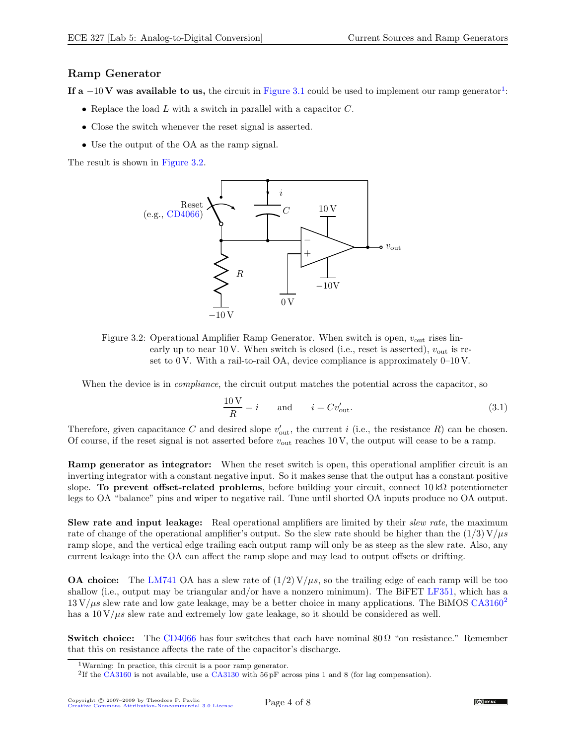## Ramp Generator

**If a −10 V was available to us,** the circuit in Figure 3.1 could be used to implement our ramp generator[1]:

- Replace the load $L$ with a switch in parallel with a capacitor $C$.
- Close the switch whenever the reset signal is asserted.
- Use the output of the OA as the ramp signal.

The result is shown in Figure 3.2.

Figure 3.2: Operational Amplifier Ramp Generator. When switch is open, $v_{\text{out}}$ rises linearly up to near 10 V. When switch is closed (i.e., reset is asserted), $v_{\text{out}}$ is reset to 0 V. With a rail-to-rail OA, device compliance is approximately 0–10 V.

When the device is in *compliance*, the circuit output matches the potential across the capacitor, so

$$\frac{10\,\text{V}}{R} = i \qquad \text{and} \qquad i = C v'_{\text{out}}. \tag{3.1}$$

Therefore, given capacitance $C$ and desired slope $v'_{\text{out}}$, the current $i$ (i.e., the resistance $R$) can be chosen. Of course, if the reset signal is not asserted before $v_{\text{out}}$ reaches 10 V, the output will cease to be a ramp.

**Ramp generator as integrator:** When the reset switch is open, this operational amplifier circuit is an inverting integrator with a constant negative input. So it makes sense that the output has a constant positive slope. **To prevent offset-related problems**, before building your circuit, connect 10 kΩ potentiometer legs to OA "balance" pins and wiper to negative rail. Tune until shorted OA inputs produce no OA output.

**Slew rate and input leakage:** Real operational amplifiers are limited by their *slew rate*, the maximum rate of change of the operational amplifier's output. So the slew rate should be higher than the $(1/3)\,\text{V}/\mu s$ ramp slope, and the vertical edge trailing each output ramp will only be as steep as the slew rate. Also, any current leakage into the OA can affect the ramp slope and may lead to output offsets or drifting.

**OA choice:** The LM741 OA has a slew rate of $(1/2)\,\text{V}/\mu s$, so the trailing edge of each ramp will be too shallow (i.e., output may be triangular and/or have a nonzero minimum). The BiFET LF351, which has a $13\,\text{V}/\mu s$ slew rate and low gate leakage, may be a better choice in many applications. The BiMOS CA3160[2] has a $10\,\text{V}/\mu s$ slew rate and extremely low gate leakage, so it should be considered as well.

**Switch choice:** The CD4066 has four switches that each have nominal 80 Ω "on resistance." Remember that this on resistance affects the rate of the capacitor's discharge.

[1] Warning: In practice, this circuit is a poor ramp generator.

[2] If the CA3160 is not available, use a CA3130 with 56 pF across pins 1 and 8 (for lag compensation).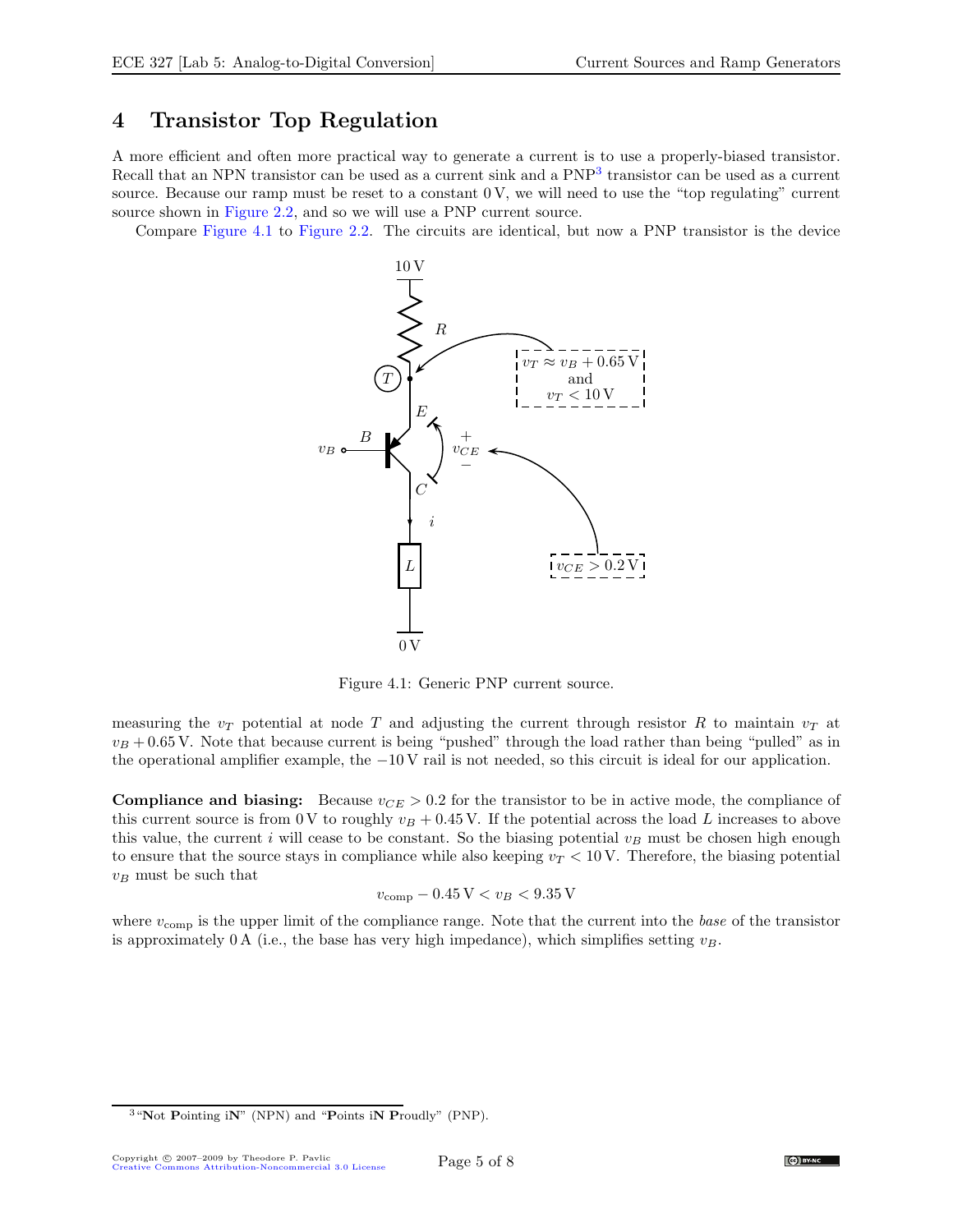## 4 Transistor Top Regulation

A more efficient and often more practical way to generate a current is to use a properly-biased transistor. Recall that an NPN transistor can be used as a current sink and a PNP[3] transistor can be used as a current source. Because our ramp must be reset to a constant 0 V, we will need to use the "top regulating" current source shown in Figure 2.2, and so we will use a PNP current source.

Compare Figure 4.1 to Figure 2.2. The circuits are identical, but now a PNP transistor is the device measuring the $v_T$ potential at node $T$ and adjusting the current through resistor $R$ to maintain $v_T$ at $v_B + 0.65\,\text{V}$. Note that because current is being "pushed" through the load rather than being "pulled" as in the operational amplifier example, the $-10\,\text{V}$ rail is not needed, so this circuit is ideal for our application.

Figure 4.1: Generic PNP current source.

**Compliance and biasing:** Because $v_{CE} > 0.2$ for the transistor to be in active mode, the compliance of this current source is from 0 V to roughly $v_B + 0.45\,\text{V}$. If the potential across the load $L$ increases to above this value, the current $i$ will cease to be constant. So the biasing potential $v_B$ must be chosen high enough to ensure that the source stays in compliance while also keeping $v_T < 10\,\text{V}$. Therefore, the biasing potential $v_B$ must be such that

$$v_{\text{comp}} - 0.45\,\text{V} < v_B < 9.35\,\text{V}$$

where $v_{\text{comp}}$ is the upper limit of the compliance range. Note that the current into the *base* of the transistor is approximately 0 A (i.e., the base has very high impedance), which simplifies setting $v_B$.

[3] "**N**ot **P**ointing i**N**" (NPN) and "**P**oints i**N** **P**roudly" (PNP).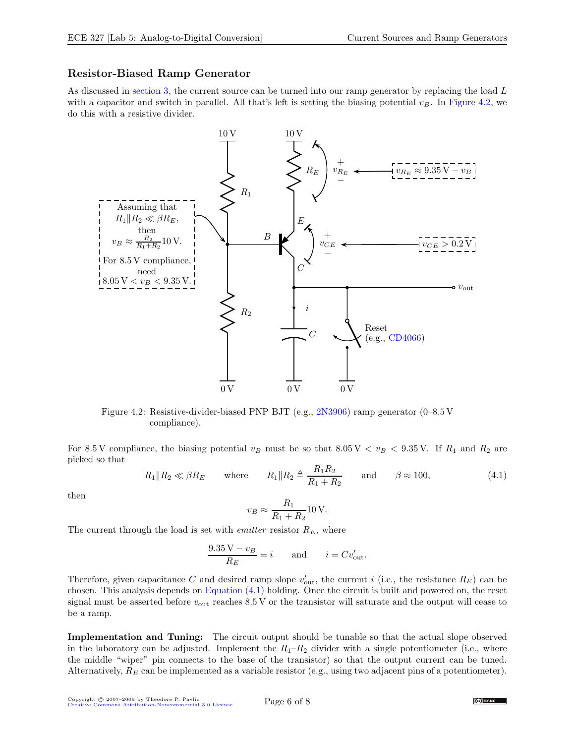### Resistor-Biased Ramp Generator

As discussed in section 3, the current source can be turned into our ramp generator by replacing the load $L$ with a capacitor and switch in parallel. All that's left is setting the biasing potential $v_B$. In Figure 4.2, we do this with a resistive divider.

Figure 4.2: Resistive-divider-biased PNP BJT (e.g., 2N3906) ramp generator (0–8.5 V compliance).

For 8.5 V compliance, the biasing potential $v_B$ must be so that $8.05\,\text{V} < v_B < 9.35\,\text{V}$. If $R_1$ and $R_2$ are picked so that

$$R_1 \| R_2 \ll \beta R_E \qquad \text{where} \qquad R_1 \| R_2 \triangleq \frac{R_1 R_2}{R_1 + R_2} \qquad \text{and} \qquad \beta \approx 100, \tag{4.1}$$

then

$$v_B \approx \frac{R_1}{R_1 + R_2} 10\,\text{V}.$$

The current through the load is set with *emitter* resistor $R_E$, where

$$\frac{9.35\,\text{V} - v_B}{R_E} = i \qquad \text{and} \qquad i = C v'_{\text{out}}.$$

Therefore, given capacitance $C$ and desired ramp slope $v'_{\text{out}}$, the current $i$ (i.e., the resistance $R_E$) can be chosen. This analysis depends on Equation (4.1) holding. Once the circuit is built and powered on, the reset signal must be asserted before $v_{\text{out}}$ reaches 8.5 V or the transistor will saturate and the output will cease to be a ramp.

**Implementation and Tuning:** The circuit output should be tunable so that the actual slope observed in the laboratory can be adjusted. Implement the $R_1$–$R_2$ divider with a single potentiometer (i.e., where the middle "wiper" pin connects to the base of the transistor) so that the output current can be tuned. Alternatively, $R_E$ can be implemented as a variable resistor (e.g., using two adjacent pins of a potentiometer).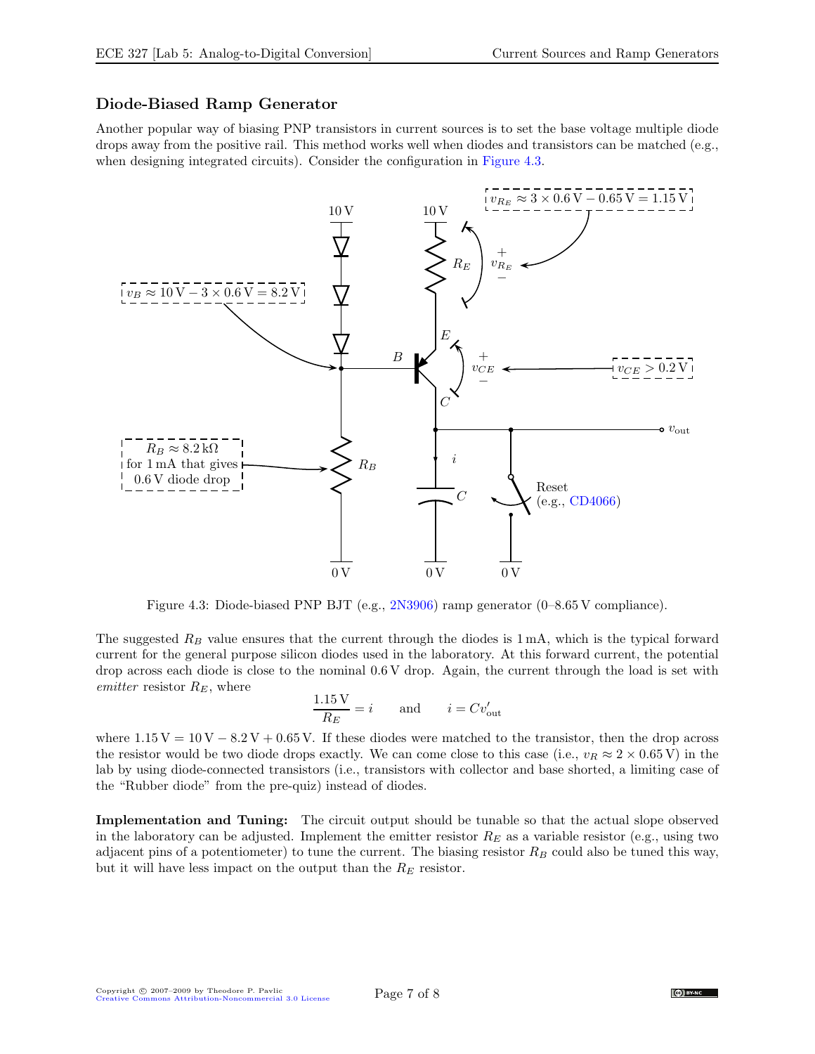### Diode-Biased Ramp Generator

Another popular way of biasing PNP transistors in current sources is to set the base voltage multiple diode drops away from the positive rail. This method works well when diodes and transistors can be matched (e.g., when designing integrated circuits). Consider the configuration in Figure 4.3.

Figure 4.3: Diode-biased PNP BJT (e.g., 2N3906) ramp generator (0–8.65 V compliance).

The suggested $R_B$ value ensures that the current through the diodes is 1 mA, which is the typical forward current for the general purpose silicon diodes used in the laboratory. At this forward current, the potential drop across each diode is close to the nominal 0.6 V drop. Again, the current through the load is set with *emitter* resistor $R_E$, where

$$\frac{1.15\,\text{V}}{R_E} = i \qquad \text{and} \qquad i = C v'_{\text{out}}$$

where $1.15\,\text{V} = 10\,\text{V} - 8.2\,\text{V} + 0.65\,\text{V}$. If these diodes were matched to the transistor, then the drop across the resistor would be two diode drops exactly. We can come close to this case (i.e., $v_R \approx 2 \times 0.65\,\text{V}$) in the lab by using diode-connected transistors (i.e., transistors with collector and base shorted, a limiting case of the "Rubber diode" from the pre-quiz) instead of diodes.

**Implementation and Tuning:** The circuit output should be tunable so that the actual slope observed in the laboratory can be adjusted. Implement the emitter resistor $R_E$ as a variable resistor (e.g., using two adjacent pins of a potentiometer) to tune the current. The biasing resistor $R_B$ could also be tuned this way, but it will have less impact on the output than the $R_E$ resistor.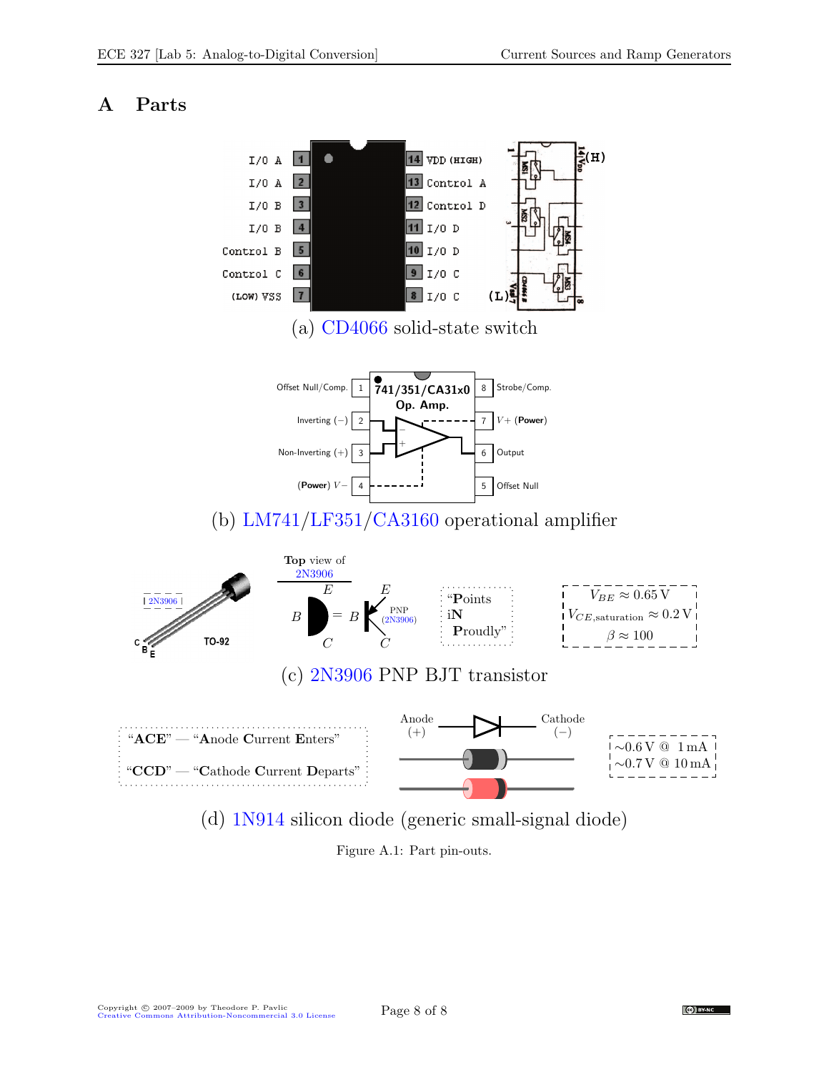# A Parts

I/O A 1
I/O A 2
I/O B 3
I/O B 4
Control B 5
Control C 6
(LOW) VSS 7

14 VDD (HIGH)
13 Control A
12 Control D
11 I/O D
10 I/O D
9 I/O C
8 I/O C

(H)
(L)

(a) CD4066 solid-state switch

Offset Null/Comp. 1
Inverting (−) 2
Non-Inverting (+) 3
(Power) $V-$ 4

741/351/CA31x0
Op. Amp.

8 Strobe/Comp.
7 $V+$ (Power)
6 Output
5 Offset Null

(b) LM741/LF351/CA3160 operational amplifier

2N3906

TO-92

C B E

Top view of 2N3906

E B C = B E C

PNP (2N3906)

"Points iN Proudly"

$V_{BE} \approx 0.65\,\text{V}$

$V_{CE,\text{saturation}} \approx 0.2\,\text{V}$

$\beta \approx 100$

(c) 2N3906 PNP BJT transistor

"ACE" — "Anode Current Enters"

"CCD" — "Cathode Current Departs"

Anode (+)

Cathode (−)

~0.6 V @ 1 mA

~0.7 V @ 10 mA

(d) 1N914 silicon diode (generic small-signal diode)

Figure A.1: Part pin-outs.

Copyright © 2007–2009 by Theodore P. Pavlic
Creative Commons Attribution-Noncommercial 3.0 License